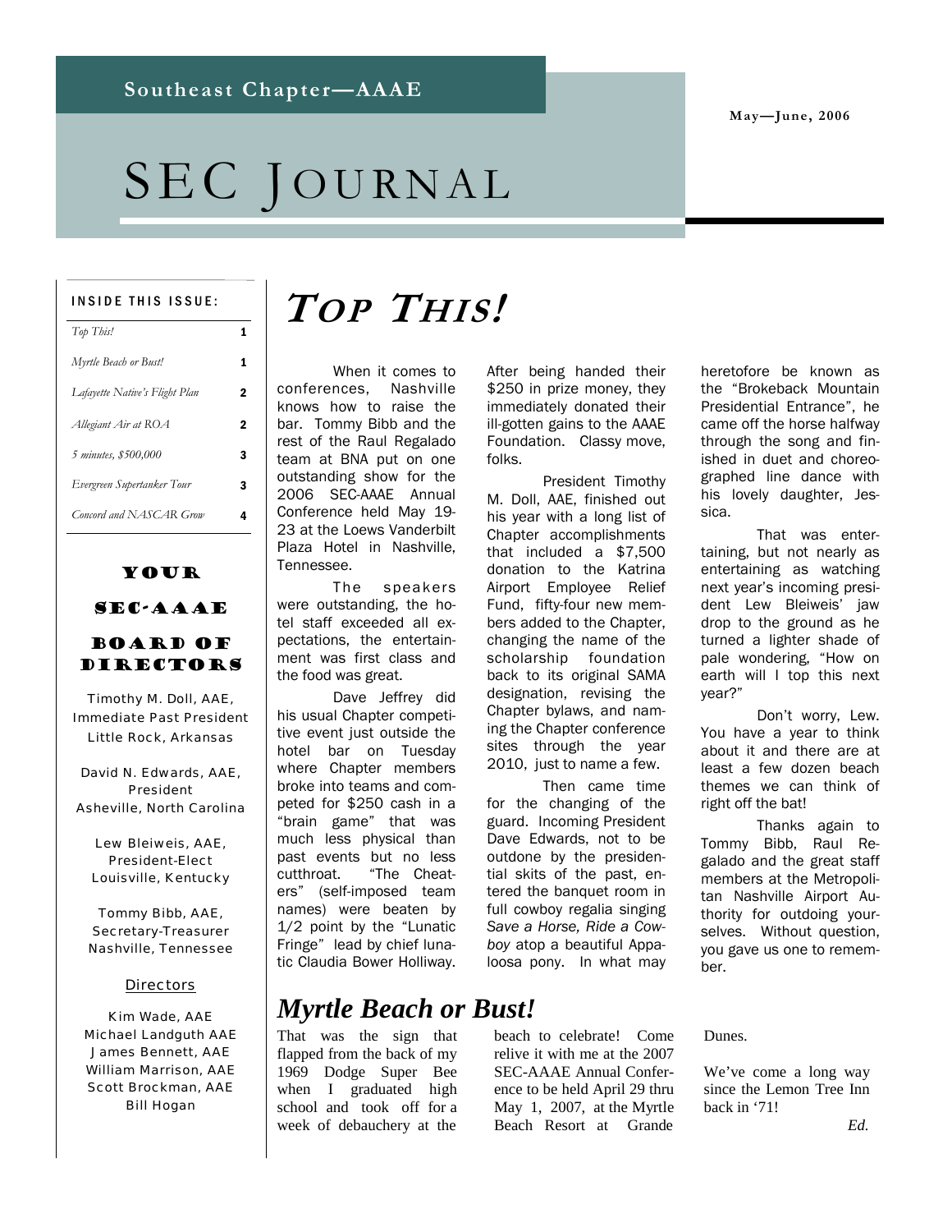Southeast Chapter—AAAE

May—June, 2006

# SEC JOURNAL

**INSIDE THIS ISSUE:**

| | |
|---|---|
| *Top This!* | 1 |
| *Myrtle Beach or Bust!* | 1 |
| *Lafayette Native's Flight Plan* | 2 |
| *Allegiant Air at ROA* | 2 |
| *5 minutes, $500,000* | 3 |
| *Evergreen Supertanker Tour* | 3 |
| *Concord and NASCAR Grow* | 4 |

**YOUR SEC-AAAE BOARD OF DIRECTORS**

Timothy M. Doll, AAE,
Immediate Past President
Little Rock, Arkansas

David N. Edwards, AAE,
President
Asheville, North Carolina

Lew Bleiweis, AAE,
President-Elect
Louisville, Kentucky

Tommy Bibb, AAE,
Secretary-Treasurer
Nashville, Tennessee

Directors

Kim Wade, AAE
Michael Landguth AAE
James Bennett, AAE
William Marrison, AAE
Scott Brockman, AAE
Bill Hogan

## *TOP THIS!*

When it comes to conferences, Nashville knows how to raise the bar. Tommy Bibb and the rest of the Raul Regalado team at BNA put on one outstanding show for the 2006 SEC-AAAE Annual Conference held May 19-23 at the Loews Vanderbilt Plaza Hotel in Nashville, Tennessee.

The speakers were outstanding, the hotel staff exceeded all expectations, the entertainment was first class and the food was great.

Dave Jeffrey did his usual Chapter competitive event just outside the hotel bar on Tuesday where Chapter members broke into teams and competed for $250 cash in a "brain game" that was much less physical than past events but no less cutthroat. "The Cheaters" (self-imposed team names) were beaten by 1/2 point by the "Lunatic Fringe" lead by chief lunatic Claudia Bower Holliway. After being handed their $250 in prize money, they immediately donated their ill-gotten gains to the AAAE Foundation. Classy move, folks.

President Timothy M. Doll, AAE, finished out his year with a long list of Chapter accomplishments that included a $7,500 donation to the Katrina Airport Employee Relief Fund, fifty-four new members added to the Chapter, changing the name of the scholarship foundation back to its original SAMA designation, revising the Chapter bylaws, and naming the Chapter conference sites through the year 2010, just to name a few.

Then came time for the changing of the guard. Incoming President Dave Edwards, not to be outdone by the presidential skits of the past, entered the banquet room in full cowboy regalia singing *Save a Horse, Ride a Cowboy* atop a beautiful Appaloosa pony. In what may heretofore be known as the "Brokeback Mountain Presidential Entrance", he came off the horse halfway through the song and finished in duet and choreographed line dance with his lovely daughter, Jessica.

That was entertaining, but not nearly as entertaining as watching next year's incoming president Lew Bleiweis' jaw drop to the ground as he turned a lighter shade of pale wondering, "How on earth will I top this next year?"

Don't worry, Lew. You have a year to think about it and there are at least a few dozen beach themes we can think of right off the bat!

Thanks again to Tommy Bibb, Raul Regalado and the great staff members at the Metropolitan Nashville Airport Authority for outdoing yourselves. Without question, you gave us one to remember.

## *Myrtle Beach or Bust!*

That was the sign that flapped from the back of my 1969 Dodge Super Bee when I graduated high school and took off for a week of debauchery at the beach to celebrate! Come relive it with me at the 2007 SEC-AAAE Annual Conference to be held April 29 thru May 1, 2007, at the Myrtle Beach Resort at Grande Dunes.

We've come a long way since the Lemon Tree Inn back in '71!

*Ed.*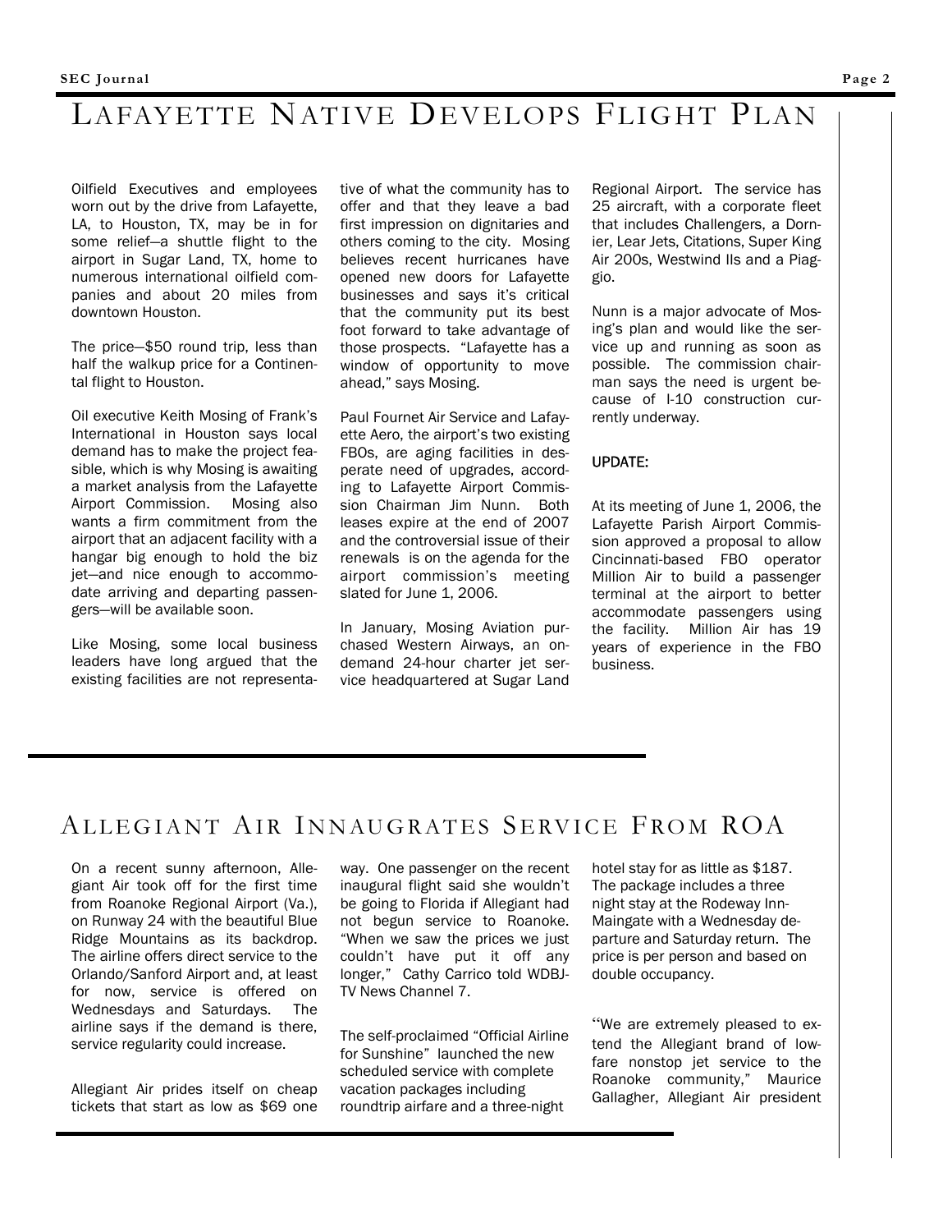# Lafayette Native Develops Flight Plan

Oilfield Executives and employees worn out by the drive from Lafayette, LA, to Houston, TX, may be in for some relief—a shuttle flight to the airport in Sugar Land, TX, home to numerous international oilfield companies and about 20 miles from downtown Houston.

The price—$50 round trip, less than half the walkup price for a Continental flight to Houston.

Oil executive Keith Mosing of Frank's International in Houston says local demand has to make the project feasible, which is why Mosing is awaiting a market analysis from the Lafayette Airport Commission. Mosing also wants a firm commitment from the airport that an adjacent facility with a hangar big enough to hold the biz jet—and nice enough to accommodate arriving and departing passengers—will be available soon.

Like Mosing, some local business leaders have long argued that the existing facilities are not representative of what the community has to offer and that they leave a bad first impression on dignitaries and others coming to the city. Mosing believes recent hurricanes have opened new doors for Lafayette businesses and says it's critical that the community put its best foot forward to take advantage of those prospects. "Lafayette has a window of opportunity to move ahead," says Mosing.

Paul Fournet Air Service and Lafayette Aero, the airport's two existing FBOs, are aging facilities in desperate need of upgrades, according to Lafayette Airport Commission Chairman Jim Nunn. Both leases expire at the end of 2007 and the controversial issue of their renewals is on the agenda for the airport commission's meeting slated for June 1, 2006.

In January, Mosing Aviation purchased Western Airways, an on-demand 24-hour charter jet service headquartered at Sugar Land Regional Airport. The service has 25 aircraft, with a corporate fleet that includes Challengers, a Dornier, Lear Jets, Citations, Super King Air 200s, Westwind IIs and a Piaggio.

Nunn is a major advocate of Mosing's plan and would like the service up and running as soon as possible. The commission chairman says the need is urgent because of I-10 construction currently underway.

**UPDATE:**

At its meeting of June 1, 2006, the Lafayette Parish Airport Commission approved a proposal to allow Cincinnati-based FBO operator Million Air to build a passenger terminal at the airport to better accommodate passengers using the facility. Million Air has 19 years of experience in the FBO business.

# Allegiant Air Innaugrates Service From ROA

On a recent sunny afternoon, Allegiant Air took off for the first time from Roanoke Regional Airport (Va.), on Runway 24 with the beautiful Blue Ridge Mountains as its backdrop. The airline offers direct service to the Orlando/Sanford Airport and, at least for now, service is offered on Wednesdays and Saturdays. The airline says if the demand is there, service regularity could increase.

Allegiant Air prides itself on cheap tickets that start as low as $69 one way. One passenger on the recent inaugural flight said she wouldn't be going to Florida if Allegiant had not begun service to Roanoke. "When we saw the prices we just couldn't have put it off any longer," Cathy Carrico told WDBJ-TV News Channel 7.

The self-proclaimed "Official Airline for Sunshine" launched the new scheduled service with complete vacation packages including roundtrip airfare and a three-night hotel stay for as little as $187. The package includes a three night stay at the Rodeway Inn-Maingate with a Wednesday departure and Saturday return. The price is per person and based on double occupancy.

"We are extremely pleased to extend the Allegiant brand of low-fare nonstop jet service to the Roanoke community," Maurice Gallagher, Allegiant Air president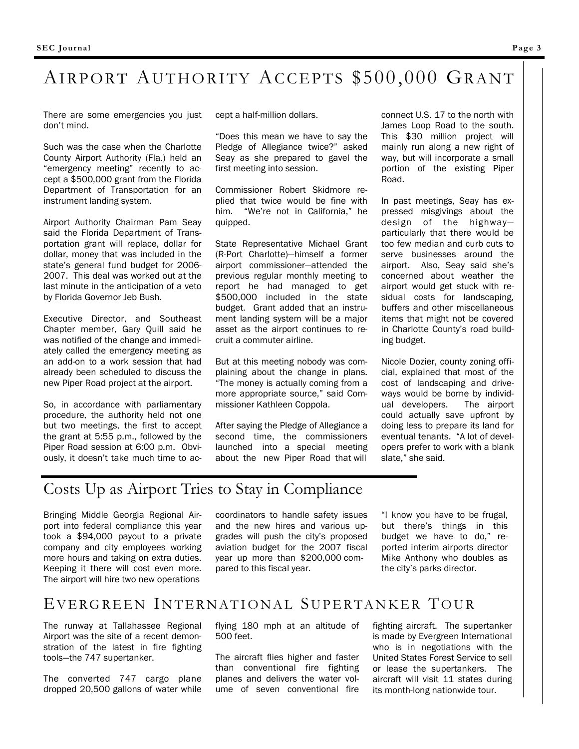# Airport Authority Accepts $500,000 Grant

There are some emergencies you just don't mind.

Such was the case when the Charlotte County Airport Authority (Fla.) held an "emergency meeting" recently to accept a $500,000 grant from the Florida Department of Transportation for an instrument landing system.

Airport Authority Chairman Pam Seay said the Florida Department of Transportation grant will replace, dollar for dollar, money that was included in the state's general fund budget for 2006-2007. This deal was worked out at the last minute in the anticipation of a veto by Florida Governor Jeb Bush.

Executive Director, and Southeast Chapter member, Gary Quill said he was notified of the change and immediately called the emergency meeting as an add-on to a work session that had already been scheduled to discuss the new Piper Road project at the airport.

So, in accordance with parliamentary procedure, the authority held not one but two meetings, the first to accept the grant at 5:55 p.m., followed by the Piper Road session at 6:00 p.m. Obviously, it doesn't take much time to accept a half-million dollars.

"Does this mean we have to say the Pledge of Allegiance twice?" asked Seay as she prepared to gavel the first meeting into session.

Commissioner Robert Skidmore replied that twice would be fine with him. "We're not in California," he quipped.

State Representative Michael Grant (R-Port Charlotte)—himself a former airport commissioner—attended the previous regular monthly meeting to report he had managed to get $500,000 included in the state budget. Grant added that an instrument landing system will be a major asset as the airport continues to recruit a commuter airline.

But at this meeting nobody was complaining about the change in plans. "The money is actually coming from a more appropriate source," said Commissioner Kathleen Coppola.

After saying the Pledge of Allegiance a second time, the commissioners launched into a special meeting about the new Piper Road that will connect U.S. 17 to the north with James Loop Road to the south. This $30 million project will mainly run along a new right of way, but will incorporate a small portion of the existing Piper Road.

In past meetings, Seay has expressed misgivings about the design of the highway—particularly that there would be too few median and curb cuts to serve businesses around the airport. Also, Seay said she's concerned about weather the airport would get stuck with residual costs for landscaping, buffers and other miscellaneous items that might not be covered in Charlotte County's road building budget.

Nicole Dozier, county zoning official, explained that most of the cost of landscaping and driveways would be borne by individual developers. The airport could actually save upfront by doing less to prepare its land for eventual tenants. "A lot of developers prefer to work with a blank slate," she said.

# Costs Up as Airport Tries to Stay in Compliance

Bringing Middle Georgia Regional Airport into federal compliance this year took a $94,000 payout to a private company and city employees working more hours and taking on extra duties. Keeping it there will cost even more. The airport will hire two new operations coordinators to handle safety issues and the new hires and various upgrades will push the city's proposed aviation budget for the 2007 fiscal year up more than $200,000 compared to this fiscal year.

"I know you have to be frugal, but there's things in this budget we have to do," reported interim airports director Mike Anthony who doubles as the city's parks director.

# Evergreen International Supertanker Tour

The runway at Tallahassee Regional Airport was the site of a recent demonstration of the latest in fire fighting tools—the 747 supertanker.

The converted 747 cargo plane dropped 20,500 gallons of water while flying 180 mph at an altitude of 500 feet.

The aircraft flies higher and faster than conventional fire fighting planes and delivers the water volume of seven conventional fire fighting aircraft. The supertanker is made by Evergreen International who is in negotiations with the United States Forest Service to sell or lease the supertankers. The aircraft will visit 11 states during its month-long nationwide tour.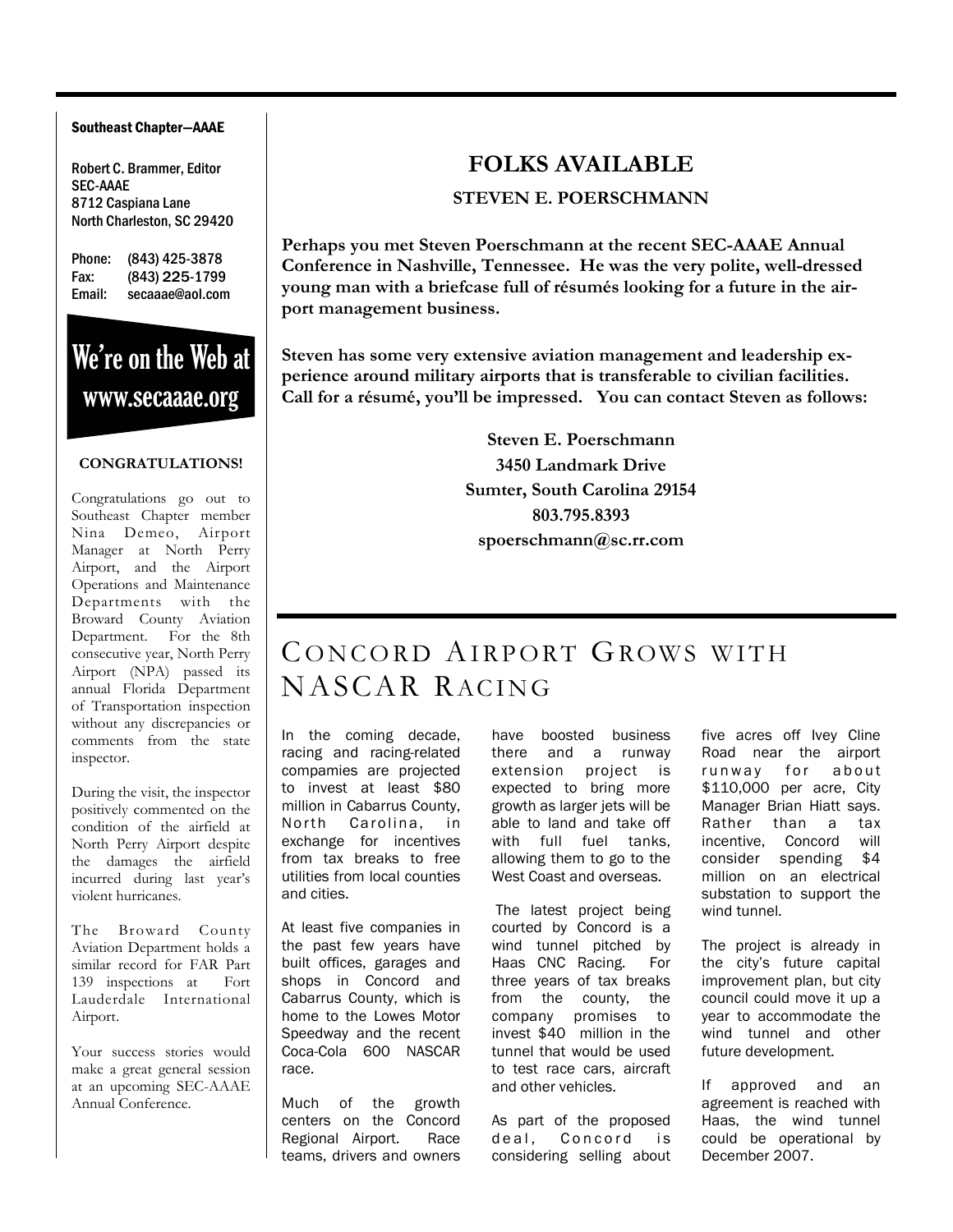Southeast Chapter—AAAE

Robert C. Brammer, Editor
SEC-AAAE
8712 Caspiana Lane
North Charleston, SC 29420

Phone: (843) 425-3878
Fax: (843) 225-1799
Email: secaaae@aol.com

**We're on the Web at www.secaaae.org**

**CONGRATULATIONS!**

Congratulations go out to Southeast Chapter member Nina Demeo, Airport Manager at North Perry Airport, and the Airport Operations and Maintenance Departments with the Broward County Aviation Department. For the 8th consecutive year, North Perry Airport (NPA) passed its annual Florida Department of Transportation inspection without any discrepancies or comments from the state inspector.

During the visit, the inspector positively commented on the condition of the airfield at North Perry Airport despite the damages the airfield incurred during last year's violent hurricanes.

The Broward County Aviation Department holds a similar record for FAR Part 139 inspections at Fort Lauderdale International Airport.

Your success stories would make a great general session at an upcoming SEC-AAAE Annual Conference.

## FOLKS AVAILABLE

### STEVEN E. POERSCHMANN

**Perhaps you met Steven Poerschmann at the recent SEC-AAAE Annual Conference in Nashville, Tennessee. He was the very polite, well-dressed young man with a briefcase full of résumés looking for a future in the airport management business.**

**Steven has some very extensive aviation management and leadership experience around military airports that is transferable to civilian facilities. Call for a résumé, you'll be impressed. You can contact Steven as follows:**

**Steven E. Poerschmann**
**3450 Landmark Drive**
**Sumter, South Carolina 29154**
**803.795.8393**
**spoerschmann@sc.rr.com**

## CONCORD AIRPORT GROWS WITH NASCAR RACING

In the coming decade, racing and racing-related compamies are projected to invest at least $80 million in Cabarrus County, North Carolina, in exchange for incentives from tax breaks to free utilities from local counties and cities.

At least five companies in the past few years have built offices, garages and shops in Concord and Cabarrus County, which is home to the Lowes Motor Speedway and the recent Coca-Cola 600 NASCAR race.

Much of the growth centers on the Concord Regional Airport. Race teams, drivers and owners have boosted business there and a runway extension project is expected to bring more growth as larger jets will be able to land and take off with full fuel tanks, allowing them to go to the West Coast and overseas.

The latest project being courted by Concord is a wind tunnel pitched by Haas CNC Racing. For three years of tax breaks from the county, the company promises to invest $40 million in the tunnel that would be used to test race cars, aircraft and other vehicles.

As part of the proposed deal, Concord is considering selling about five acres off Ivey Cline Road near the airport runway for about $110,000 per acre, City Manager Brian Hiatt says. Rather than a tax incentive, Concord will consider spending $4 million on an electrical substation to support the wind tunnel.

The project is already in the city's future capital improvement plan, but city council could move it up a year to accommodate the wind tunnel and other future development.

If approved and an agreement is reached with Haas, the wind tunnel could be operational by December 2007.